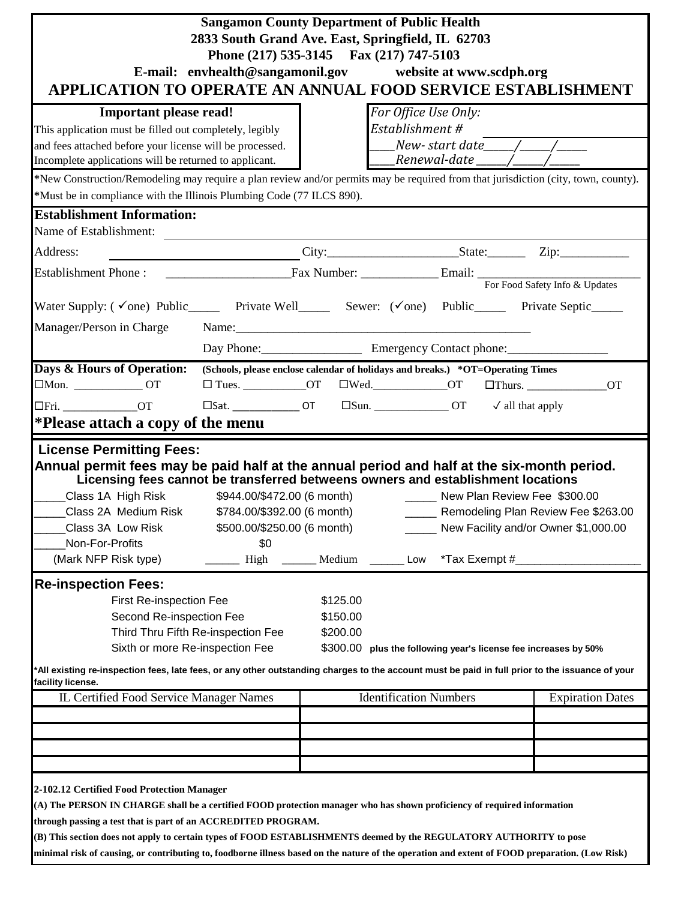**Sangamon County Department of Public Health**
**2833 South Grand Ave. East, Springfield, IL 62703**
**Phone (217) 535-3145 Fax (217) 747-5103**
**E-mail: envhealth@sangamonil.gov website at www.scdph.org**

# APPLICATION TO OPERATE AN ANNUAL FOOD SERVICE ESTABLISHMENT

**Important please read!**
This application must be filled out completely, legibly and fees attached before your license will be processed. Incomplete applications will be returned to applicant.

*For Office Use Only:*
*Establishment #* ____________
____*New- start date*_____/_____/_____
____*Renewal-date* _____/_____/_____

**\***New Construction/Remodeling may require a plan review and/or permits may be required from that jurisdiction (city, town, county).
**\***Must be in compliance with the Illinois Plumbing Code (77 ILCS 890).

## Establishment Information:

Name of Establishment: ____________________

Address: ____________________ City:____________________ State:______ Zip:___________

Establishment Phone : ____________________ Fax Number: ____________ Email: ____________________
For Food Safety Info & Updates

Water Supply: (✓one) Public_____ Private Well_____ Sewer: (✓one) Public_____ Private Septic_____

Manager/Person in Charge Name:____________________________________________

Day Phone:________________ Emergency Contact phone:________________

**Days & Hours of Operation:** **(Schools, please enclose calendar of holidays and breaks.) \*OT=Operating Times**

☐Mon. ____________ OT ☐ Tues. ___________OT ☐Wed.____________OT ☐Thurs. ______________OT

☐Fri. _____________OT ☐Sat. ___________ OT ☐Sun. _____________ OT ✓ all that apply

## \*Please attach a copy of the menu

## License Permitting Fees:

**Annual permit fees may be paid half at the annual period and half at the six-month period.**
**Licensing fees cannot be transferred betweens owners and establishment locations**

_____Class 1A High Risk $944.00/$472.00 (6 month)
_____Class 2A Medium Risk $784.00/$392.00 (6 month)
_____Class 3A Low Risk $500.00/$250.00 (6 month)
_____Non-For-Profits $0
(Mark NFP Risk type) ______ High ______ Medium ______ Low \*Tax Exempt #____________________

_____ New Plan Review Fee $300.00
_____ Remodeling Plan Review Fee $263.00
_____ New Facility and/or Owner $1,000.00

## Re-inspection Fees:

| | |
|---|---|
| First Re-inspection Fee | $125.00 |
| Second Re-inspection Fee | $150.00 |
| Third Thru Fifth Re-inspection Fee | $200.00 |
| Sixth or more Re-inspection Fee | $300.00 **plus the following year's license fee increases by 50%** |

**\*All existing re-inspection fees, late fees, or any other outstanding charges to the account must be paid in full prior to the issuance of your facility license.**

| IL Certified Food Service Manager Names | Identification Numbers | Expiration Dates |
|---|---|---|
| | | |
| | | |
| | | |
| | | |

**2-102.12 Certified Food Protection Manager**
**(A) The PERSON IN CHARGE shall be a certified FOOD protection manager who has shown proficiency of required information through passing a test that is part of an ACCREDITED PROGRAM.**
**(B) This section does not apply to certain types of FOOD ESTABLISHMENTS deemed by the REGULATORY AUTHORITY to pose minimal risk of causing, or contributing to, foodborne illness based on the nature of the operation and extent of FOOD preparation. (Low Risk)**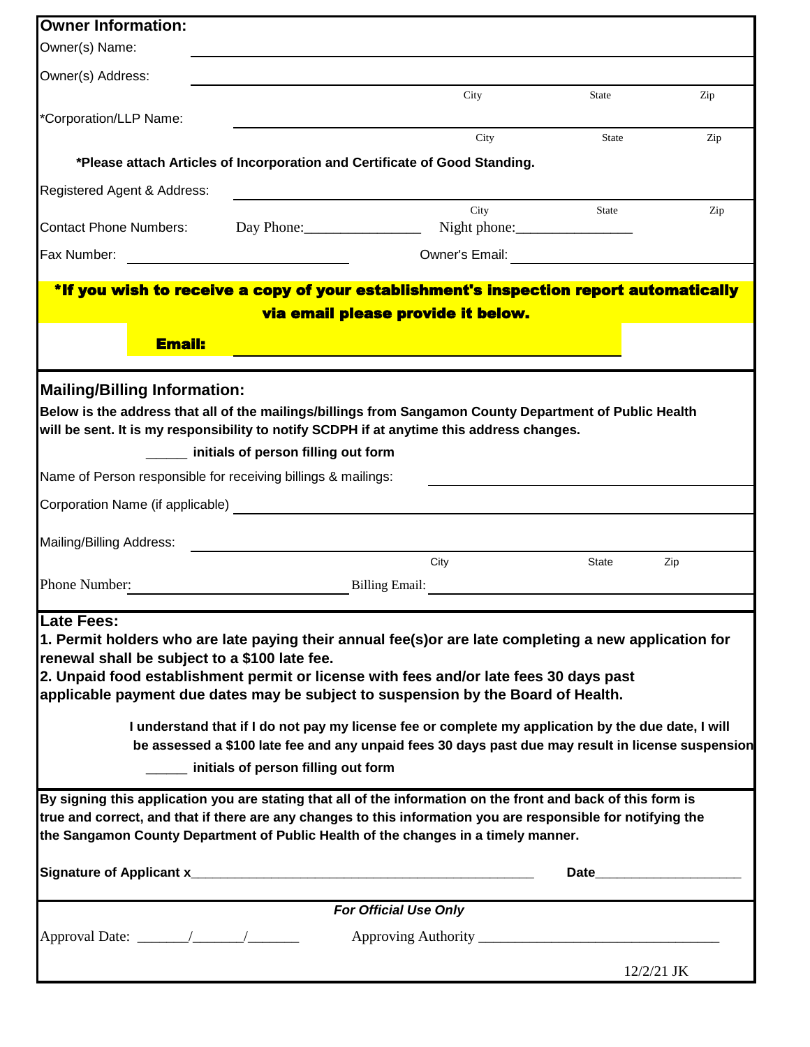## Owner Information:

Owner(s) Name: ______________________________

Owner(s) Address: ______________________________

City ______ State ______ Zip ______

*Corporation/LLP Name: ______________________________

City ______ State ______ Zip ______

***Please attach Articles of Incorporation and Certificate of Good Standing.**

Registered Agent & Address: ______________________________

City ______ State ______ Zip ______

Contact Phone Numbers: Day Phone:________________ Night phone:________________

Fax Number: ______________________ Owner's Email: ______________________

***If you wish to receive a copy of your establishment's inspection report automatically via email please provide it below.**

**Email:** ______________________________

## Mailing/Billing Information:

**Below is the address that all of the mailings/billings from Sangamon County Department of Public Health will be sent. It is my responsibility to notify SCDPH if at anytime this address changes.**

______ **initials of person filling out form**

Name of Person responsible for receiving billings & mailings: ______________________________

Corporation Name (if applicable) ______________________________

Mailing/Billing Address: ______________________________

City ______ State ______ Zip ______

Phone Number: ______________________ Billing Email: ______________________

## Late Fees:

**1. Permit holders who are late paying their annual fee(s)or are late completing a new application for renewal shall be subject to a $100 late fee.**

**2. Unpaid food establishment permit or license with fees and/or late fees 30 days past applicable payment due dates may be subject to suspension by the Board of Health.**

**I understand that if I do not pay my license fee or complete my application by the due date, I will be assessed a $100 late fee and any unpaid fees 30 days past due may result in license suspension**

______ **initials of person filling out form**

**By signing this application you are stating that all of the information on the front and back of this form is true and correct, and that if there are any changes to this information you are responsible for notifying the the Sangamon County Department of Public Health of the changes in a timely manner.**

**Signature of Applicant x**_____________________________________________ **Date**____________________

***For Official Use Only***

Approval Date: _______/_______/_______ Approving Authority _________________________________

12/2/21 JK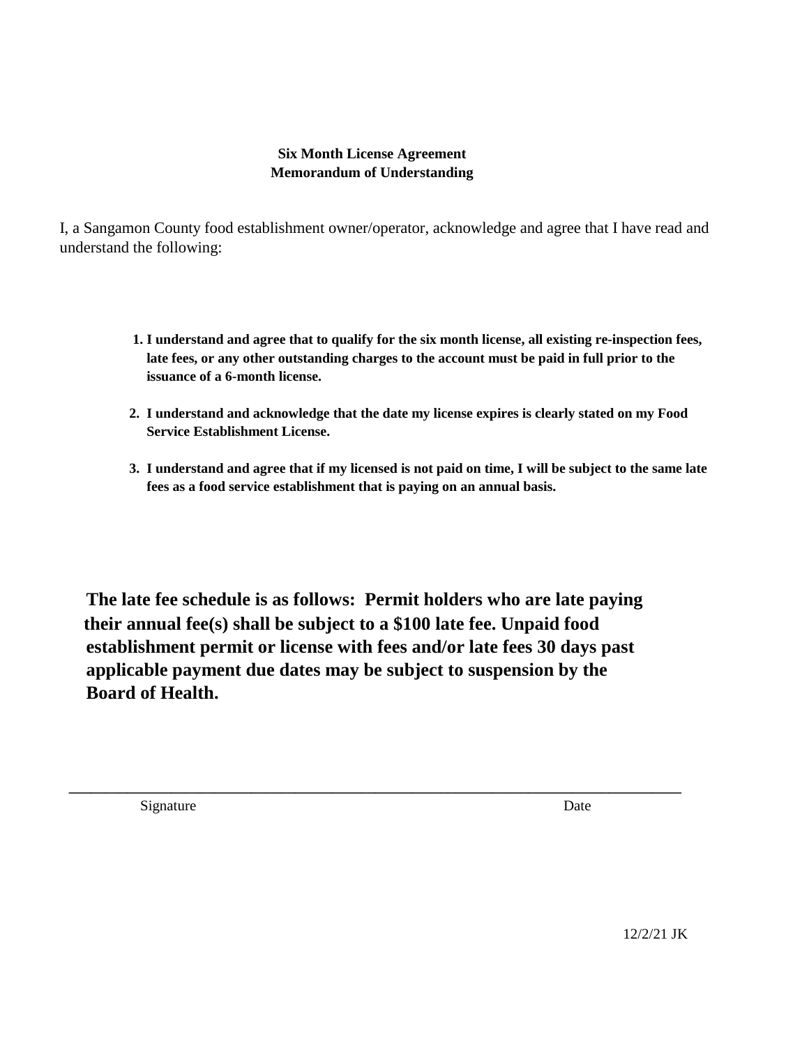**Six Month License Agreement**
**Memorandum of Understanding**

I, a Sangamon County food establishment owner/operator, acknowledge and agree that I have read and understand the following:

1. **I understand and agree that to qualify for the six month license, all existing re-inspection fees, late fees, or any other outstanding charges to the account must be paid in full prior to the issuance of a 6-month license.**

2. **I understand and acknowledge that the date my license expires is clearly stated on my Food Service Establishment License.**

3. **I understand and agree that if my licensed is not paid on time, I will be subject to the same late fees as a food service establishment that is paying on an annual basis.**

**The late fee schedule is as follows: Permit holders who are late paying their annual fee(s) shall be subject to a $100 late fee. Unpaid food establishment permit or license with fees and/or late fees 30 days past applicable payment due dates may be subject to suspension by the Board of Health.**

\_\_\_\_\_\_\_\_\_\_\_\_\_\_\_\_\_\_\_\_\_\_\_\_\_\_\_\_\_\_\_\_\_\_\_\_\_\_\_\_\_\_\_\_\_\_\_\_\_\_\_\_\_\_\_\_\_\_\_\_\_\_\_\_\_\_\_\_\_\_

Signature Date

12/2/21 JK